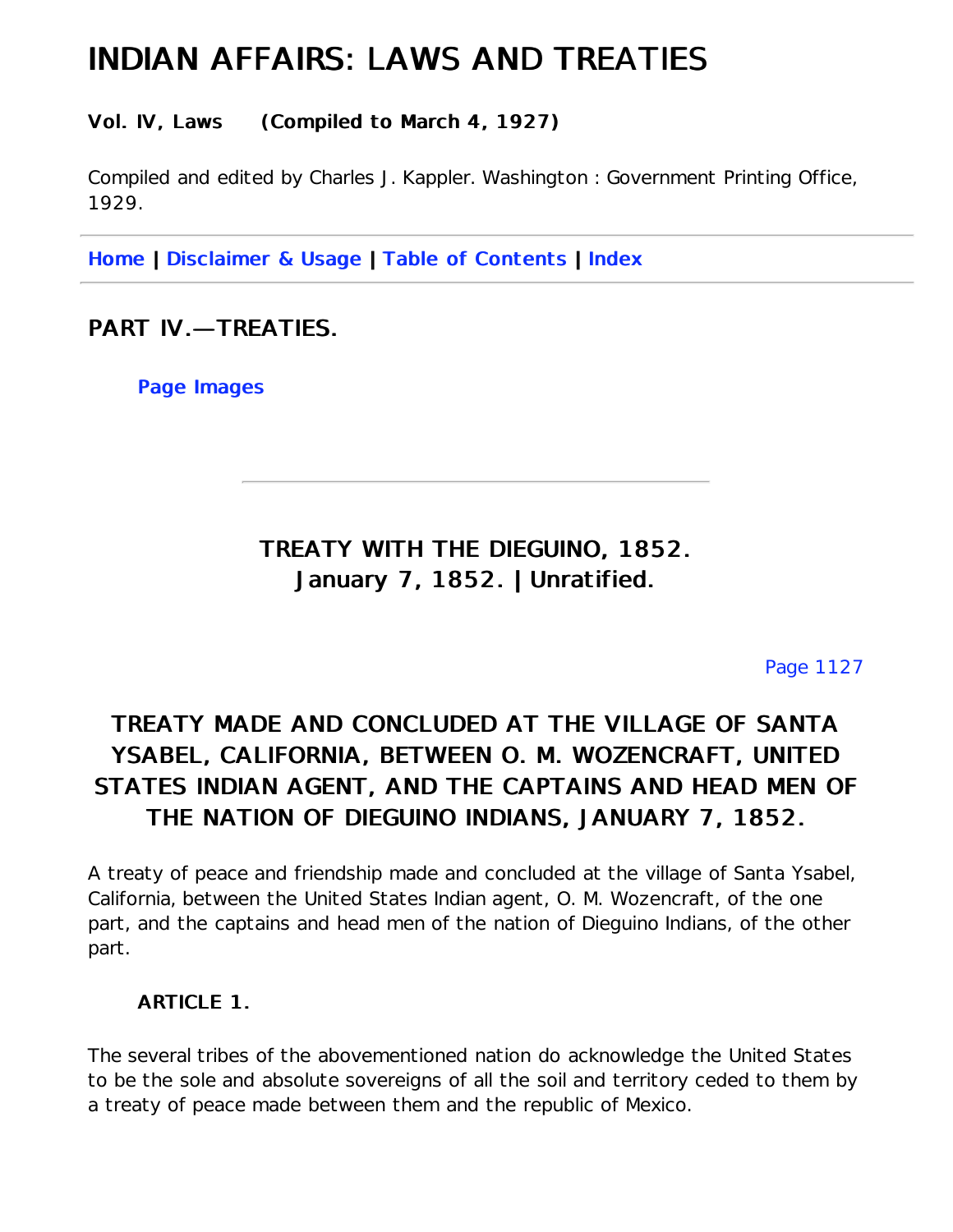# INDIAN AFFAIRS: LAWS AND TREATIES

**Vol. IV, Laws (Compiled to March 4, 1927)**

Compiled and edited by Charles J. Kappler. Washington : Government Printing Office, 1929.

---

**Home | Disclaimer & Usage | Table of Contents | Index**

---

## PART IV.—TREATIES.

**Page Images**

---

### TREATY WITH THE DIEGUINO, 1852.
### January 7, 1852. | Unratified.

Page 1127

### TREATY MADE AND CONCLUDED AT THE VILLAGE OF SANTA YSABEL, CALIFORNIA, BETWEEN O. M. WOZENCRAFT, UNITED STATES INDIAN AGENT, AND THE CAPTAINS AND HEAD MEN OF THE NATION OF DIEGUINO INDIANS, JANUARY 7, 1852.

A treaty of peace and friendship made and concluded at the village of Santa Ysabel, California, between the United States Indian agent, O. M. Wozencraft, of the one part, and the captains and head men of the nation of Dieguino Indians, of the other part.

**ARTICLE 1.**

The several tribes of the abovementioned nation do acknowledge the United States to be the sole and absolute sovereigns of all the soil and territory ceded to them by a treaty of peace made between them and the republic of Mexico.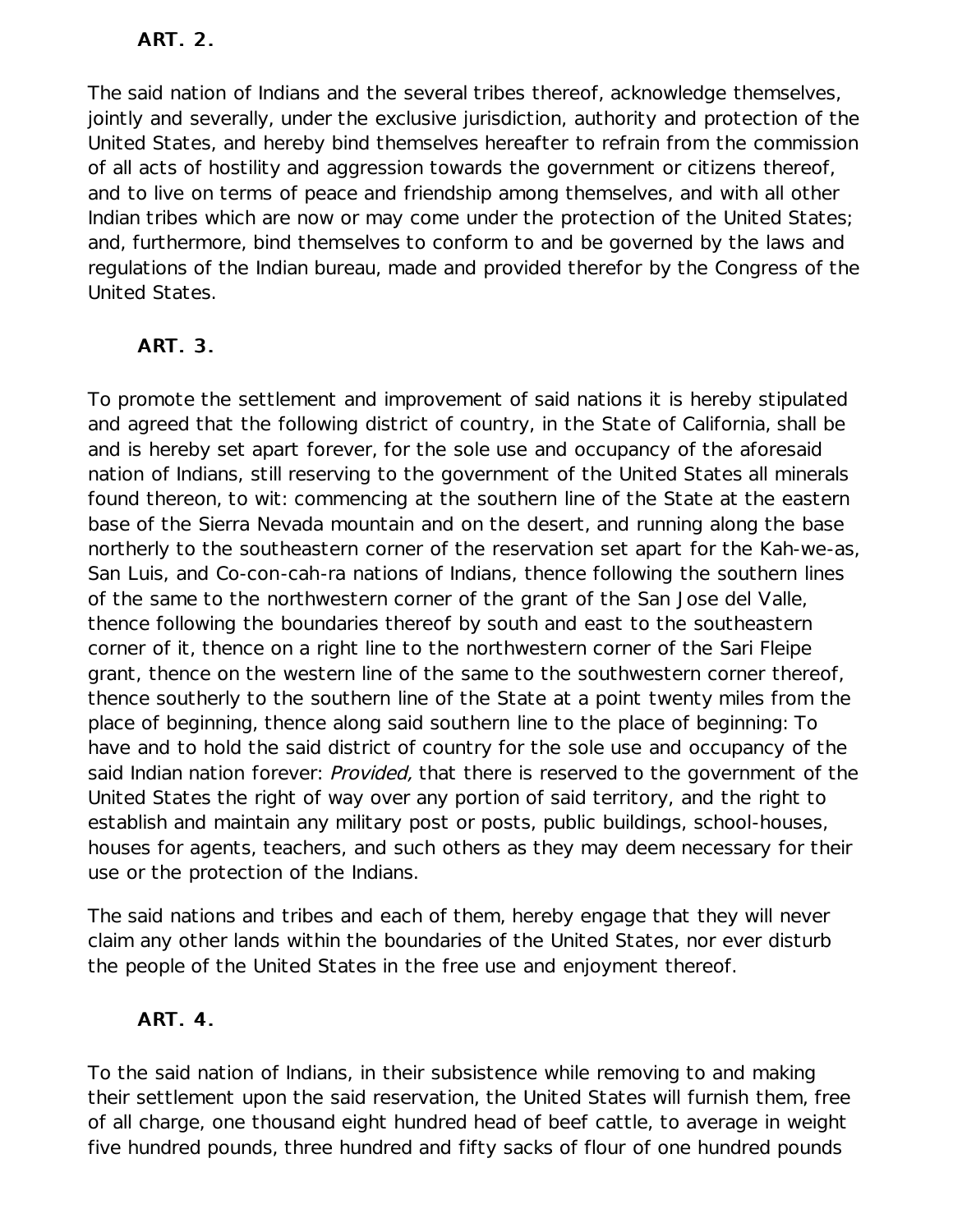**ART. 2.**

The said nation of Indians and the several tribes thereof, acknowledge themselves, jointly and severally, under the exclusive jurisdiction, authority and protection of the United States, and hereby bind themselves hereafter to refrain from the commission of all acts of hostility and aggression towards the government or citizens thereof, and to live on terms of peace and friendship among themselves, and with all other Indian tribes which are now or may come under the protection of the United States; and, furthermore, bind themselves to conform to and be governed by the laws and regulations of the Indian bureau, made and provided therefor by the Congress of the United States.

**ART. 3.**

To promote the settlement and improvement of said nations it is hereby stipulated and agreed that the following district of country, in the State of California, shall be and is hereby set apart forever, for the sole use and occupancy of the aforesaid nation of Indians, still reserving to the government of the United States all minerals found thereon, to wit: commencing at the southern line of the State at the eastern base of the Sierra Nevada mountain and on the desert, and running along the base northerly to the southeastern corner of the reservation set apart for the Kah-we-as, San Luis, and Co-con-cah-ra nations of Indians, thence following the southern lines of the same to the northwestern corner of the grant of the San Jose del Valle, thence following the boundaries thereof by south and east to the southeastern corner of it, thence on a right line to the northwestern corner of the Sari Fleipe grant, thence on the western line of the same to the southwestern corner thereof, thence southerly to the southern line of the State at a point twenty miles from the place of beginning, thence along said southern line to the place of beginning: To have and to hold the said district of country for the sole use and occupancy of the said Indian nation forever: *Provided,* that there is reserved to the government of the United States the right of way over any portion of said territory, and the right to establish and maintain any military post or posts, public buildings, school-houses, houses for agents, teachers, and such others as they may deem necessary for their use or the protection of the Indians.

The said nations and tribes and each of them, hereby engage that they will never claim any other lands within the boundaries of the United States, nor ever disturb the people of the United States in the free use and enjoyment thereof.

**ART. 4.**

To the said nation of Indians, in their subsistence while removing to and making their settlement upon the said reservation, the United States will furnish them, free of all charge, one thousand eight hundred head of beef cattle, to average in weight five hundred pounds, three hundred and fifty sacks of flour of one hundred pounds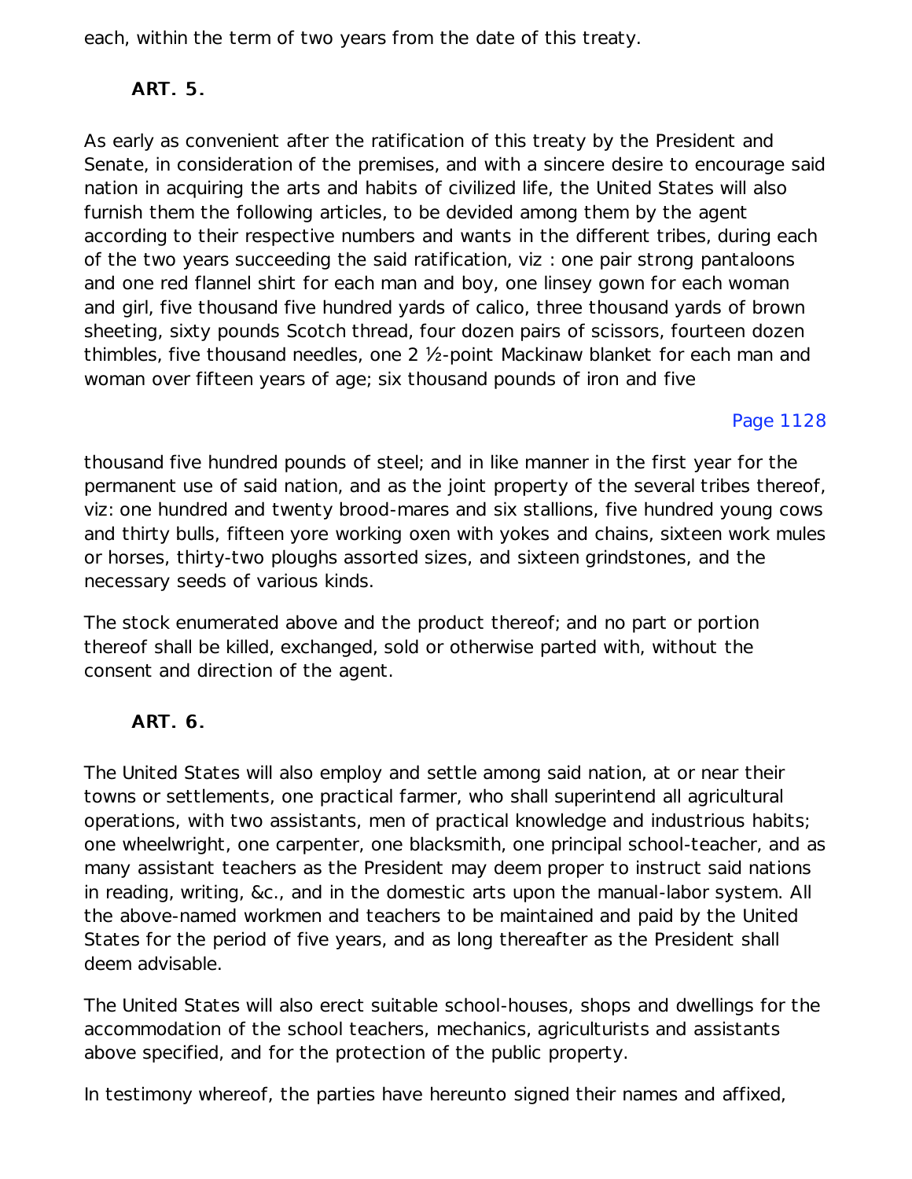each, within the term of two years from the date of this treaty.

**ART. 5.**

As early as convenient after the ratification of this treaty by the President and Senate, in consideration of the premises, and with a sincere desire to encourage said nation in acquiring the arts and habits of civilized life, the United States will also furnish them the following articles, to be devided among them by the agent according to their respective numbers and wants in the different tribes, during each of the two years succeeding the said ratification, viz : one pair strong pantaloons and one red flannel shirt for each man and boy, one linsey gown for each woman and girl, five thousand five hundred yards of calico, three thousand yards of brown sheeting, sixty pounds Scotch thread, four dozen pairs of scissors, fourteen dozen thimbles, five thousand needles, one 2 ½-point Mackinaw blanket for each man and woman over fifteen years of age; six thousand pounds of iron and five

Page 1128

thousand five hundred pounds of steel; and in like manner in the first year for the permanent use of said nation, and as the joint property of the several tribes thereof, viz: one hundred and twenty brood-mares and six stallions, five hundred young cows and thirty bulls, fifteen yore working oxen with yokes and chains, sixteen work mules or horses, thirty-two ploughs assorted sizes, and sixteen grindstones, and the necessary seeds of various kinds.

The stock enumerated above and the product thereof; and no part or portion thereof shall be killed, exchanged, sold or otherwise parted with, without the consent and direction of the agent.

**ART. 6.**

The United States will also employ and settle among said nation, at or near their towns or settlements, one practical farmer, who shall superintend all agricultural operations, with two assistants, men of practical knowledge and industrious habits; one wheelwright, one carpenter, one blacksmith, one principal school-teacher, and as many assistant teachers as the President may deem proper to instruct said nations in reading, writing, &c., and in the domestic arts upon the manual-labor system. All the above-named workmen and teachers to be maintained and paid by the United States for the period of five years, and as long thereafter as the President shall deem advisable.

The United States will also erect suitable school-houses, shops and dwellings for the accommodation of the school teachers, mechanics, agriculturists and assistants above specified, and for the protection of the public property.

In testimony whereof, the parties have hereunto signed their names and affixed,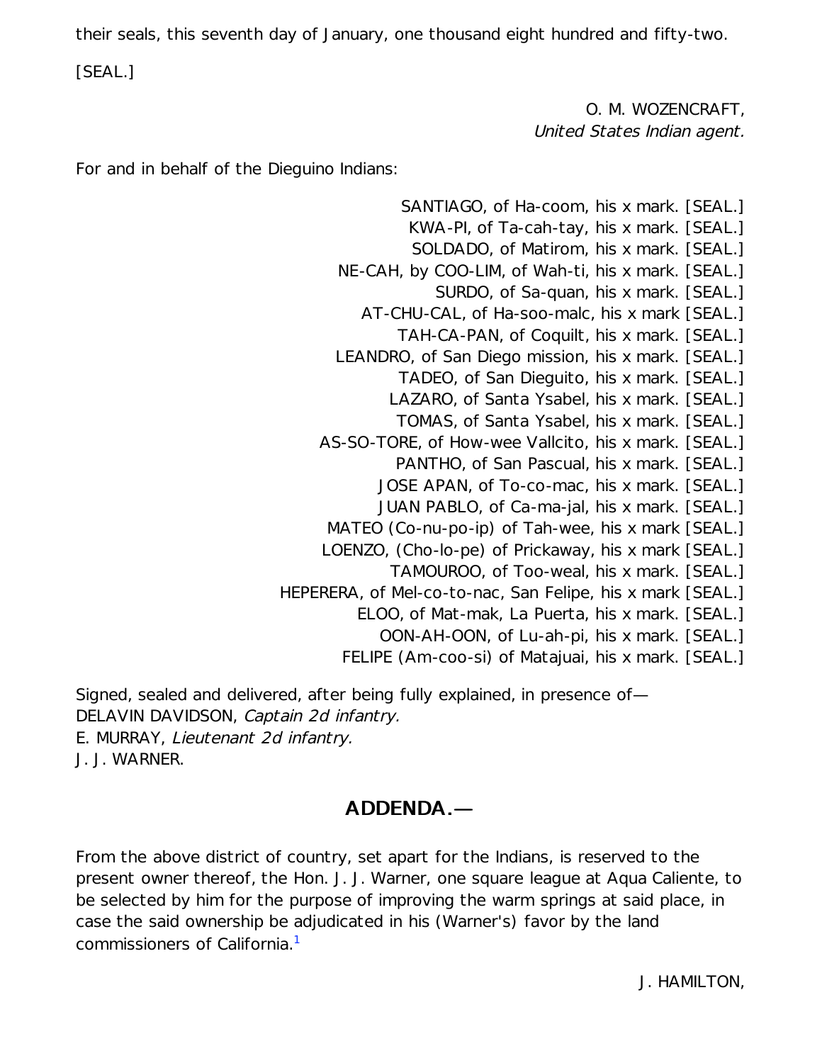their seals, this seventh day of January, one thousand eight hundred and fifty-two.

[SEAL.]

O. M. WOZENCRAFT,
*United States Indian agent.*

For and in behalf of the Dieguino Indians:

SANTIAGO, of Ha-coom, his x mark. [SEAL.]
KWA-PI, of Ta-cah-tay, his x mark. [SEAL.]
SOLDADO, of Matirom, his x mark. [SEAL.]
NE-CAH, by COO-LIM, of Wah-ti, his x mark. [SEAL.]
SURDO, of Sa-quan, his x mark. [SEAL.]
AT-CHU-CAL, of Ha-soo-malc, his x mark [SEAL.]
TAH-CA-PAN, of Coquilt, his x mark. [SEAL.]
LEANDRO, of San Diego mission, his x mark. [SEAL.]
TADEO, of San Dieguito, his x mark. [SEAL.]
LAZARO, of Santa Ysabel, his x mark. [SEAL.]
TOMAS, of Santa Ysabel, his x mark. [SEAL.]
AS-SO-TORE, of How-wee Vallcito, his x mark. [SEAL.]
PANTHO, of San Pascual, his x mark. [SEAL.]
JOSE APAN, of To-co-mac, his x mark. [SEAL.]
JUAN PABLO, of Ca-ma-jal, his x mark. [SEAL.]
MATEO (Co-nu-po-ip) of Tah-wee, his x mark [SEAL.]
LOENZO, (Cho-lo-pe) of Prickaway, his x mark [SEAL.]
TAMOUROO, of Too-weal, his x mark. [SEAL.]
HEPERERA, of Mel-co-to-nac, San Felipe, his x mark [SEAL.]
ELOO, of Mat-mak, La Puerta, his x mark. [SEAL.]
OON-AH-OON, of Lu-ah-pi, his x mark. [SEAL.]
FELIPE (Am-coo-si) of Matajuai, his x mark. [SEAL.]

Signed, sealed and delivered, after being fully explained, in presence of—
DELAVIN DAVIDSON, *Captain 2d infantry.*
E. MURRAY, *Lieutenant 2d infantry.*
J. J. WARNER.

## ADDENDA.—

From the above district of country, set apart for the Indians, is reserved to the present owner thereof, the Hon. J. J. Warner, one square league at Aqua Caliente, to be selected by him for the purpose of improving the warm springs at said place, in case the said ownership be adjudicated in his (Warner's) favor by the land commissioners of California.[1]

J. HAMILTON,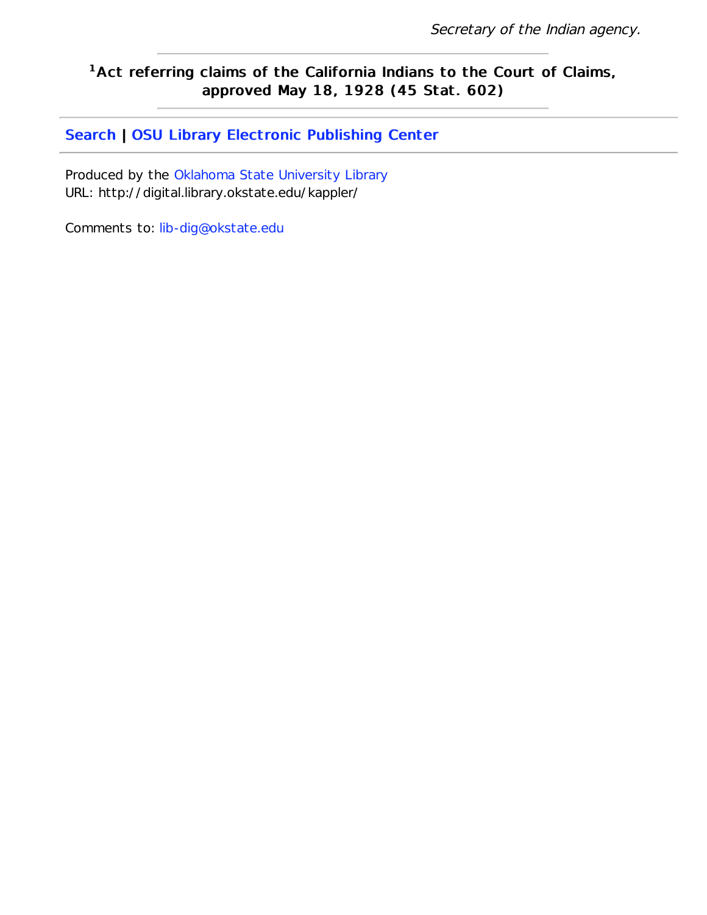*Secretary of the Indian agency.*

---

[1]Act referring claims of the California Indians to the Court of Claims, approved May 18, 1928 (45 Stat. 602)

---

**Search** | **OSU Library Electronic Publishing Center**

---

Produced by the Oklahoma State University Library
URL: http://digital.library.okstate.edu/kappler/

Comments to: lib-dig@okstate.edu